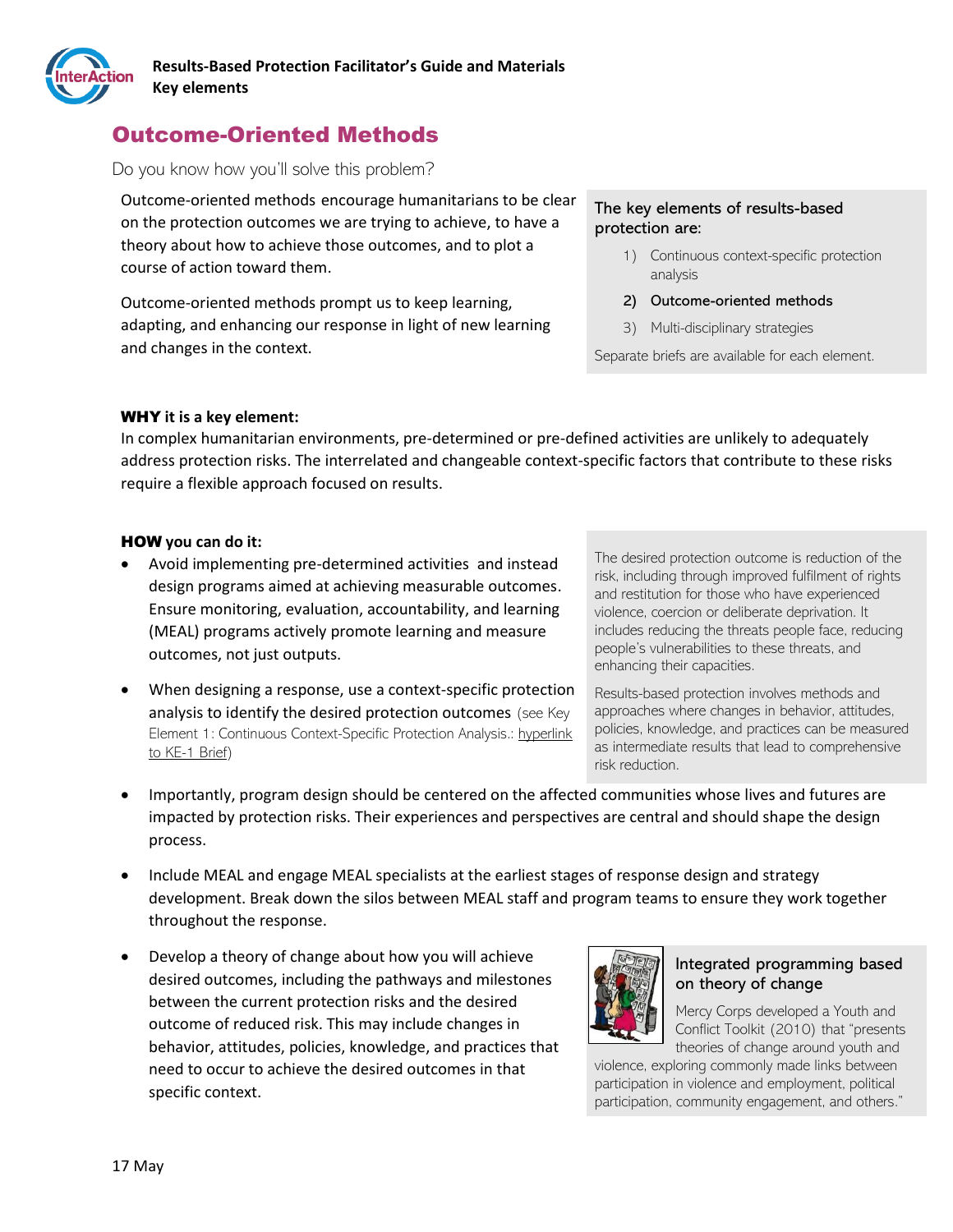# Outcome-Oriented Methods

Do you know how you'll solve this problem?

Outcome-oriented methods encourage humanitarians to be clear on the protection outcomes we are trying to achieve, to have a theory about how to achieve those outcomes, and to plot a course of action toward them.

Outcome-oriented methods prompt us to keep learning, adapting, and enhancing our response in light of new learning and changes in the context.

> The key elements of results-based protection are:
>
> 1) Continuous context-specific protection analysis
> 2) **Outcome-oriented methods**
> 3) Multi-disciplinary strategies
>
> Separate briefs are available for each element.

**WHY it is a key element:**

In complex humanitarian environments, pre-determined or pre-defined activities are unlikely to adequately address protection risks. The interrelated and changeable context-specific factors that contribute to these risks require a flexible approach focused on results.

**HOW you can do it:**

- Avoid implementing pre-determined activities and instead design programs aimed at achieving measurable outcomes. Ensure monitoring, evaluation, accountability, and learning (MEAL) programs actively promote learning and measure outcomes, not just outputs.
- When designing a response, use a context-specific protection analysis to identify the desired protection outcomes (see Key Element 1: Continuous Context-Specific Protection Analysis.: hyperlink to KE-1 Brief)

> The desired protection outcome is reduction of the risk, including through improved fulfilment of rights and restitution for those who have experienced violence, coercion or deliberate deprivation. It includes reducing the threats people face, reducing people's vulnerabilities to these threats, and enhancing their capacities.
>
> Results-based protection involves methods and approaches where changes in behavior, attitudes, policies, knowledge, and practices can be measured as intermediate results that lead to comprehensive risk reduction.

- Importantly, program design should be centered on the affected communities whose lives and futures are impacted by protection risks. Their experiences and perspectives are central and should shape the design process.
- Include MEAL and engage MEAL specialists at the earliest stages of response design and strategy development. Break down the silos between MEAL staff and program teams to ensure they work together throughout the response.
- Develop a theory of change about how you will achieve desired outcomes, including the pathways and milestones between the current protection risks and the desired outcome of reduced risk. This may include changes in behavior, attitudes, policies, knowledge, and practices that need to occur to achieve the desired outcomes in that specific context.

> **Integrated programming based on theory of change**
>
> Mercy Corps developed a Youth and Conflict Toolkit (2010) that "presents theories of change around youth and violence, exploring commonly made links between participation in violence and employment, political participation, community engagement, and others."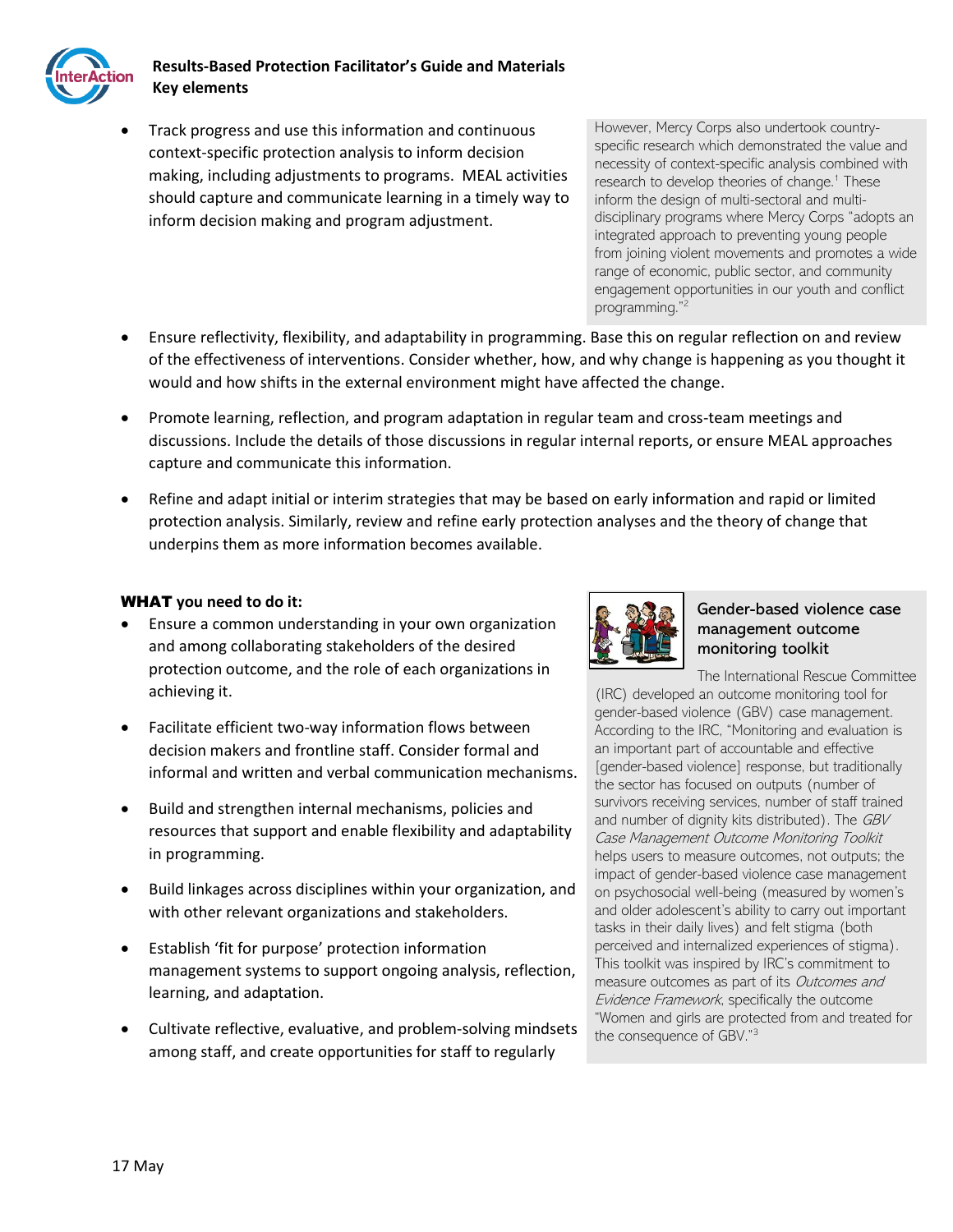- Track progress and use this information and continuous context-specific protection analysis to inform decision making, including adjustments to programs. MEAL activities should capture and communicate learning in a timely way to inform decision making and program adjustment.

However, Mercy Corps also undertook country-specific research which demonstrated the value and necessity of context-specific analysis combined with research to develop theories of change.[1] These inform the design of multi-sectoral and multi-disciplinary programs where Mercy Corps "adopts an integrated approach to preventing young people from joining violent movements and promotes a wide range of economic, public sector, and community engagement opportunities in our youth and conflict programming."[2]

- Ensure reflectivity, flexibility, and adaptability in programming. Base this on regular reflection on and review of the effectiveness of interventions. Consider whether, how, and why change is happening as you thought it would and how shifts in the external environment might have affected the change.
- Promote learning, reflection, and program adaptation in regular team and cross-team meetings and discussions. Include the details of those discussions in regular internal reports, or ensure MEAL approaches capture and communicate this information.
- Refine and adapt initial or interim strategies that may be based on early information and rapid or limited protection analysis. Similarly, review and refine early protection analyses and the theory of change that underpins them as more information becomes available.

**WHAT you need to do it:**

- Ensure a common understanding in your own organization and among collaborating stakeholders of the desired protection outcome, and the role of each organizations in achieving it.
- Facilitate efficient two-way information flows between decision makers and frontline staff. Consider formal and informal and written and verbal communication mechanisms.
- Build and strengthen internal mechanisms, policies and resources that support and enable flexibility and adaptability in programming.
- Build linkages across disciplines within your organization, and with other relevant organizations and stakeholders.
- Establish 'fit for purpose' protection information management systems to support ongoing analysis, reflection, learning, and adaptation.
- Cultivate reflective, evaluative, and problem-solving mindsets among staff, and create opportunities for staff to regularly

### Gender-based violence case management outcome monitoring toolkit

The International Rescue Committee (IRC) developed an outcome monitoring tool for gender-based violence (GBV) case management. According to the IRC, "Monitoring and evaluation is an important part of accountable and effective [gender-based violence] response, but traditionally the sector has focused on outputs (number of survivors receiving services, number of staff trained and number of dignity kits distributed). The *GBV Case Management Outcome Monitoring Toolkit* helps users to measure outcomes, not outputs; the impact of gender-based violence case management on psychosocial well-being (measured by women's and older adolescent's ability to carry out important tasks in their daily lives) and felt stigma (both perceived and internalized experiences of stigma). This toolkit was inspired by IRC's commitment to measure outcomes as part of its *Outcomes and Evidence Framework*, specifically the outcome "Women and girls are protected from and treated for the consequence of GBV."[3]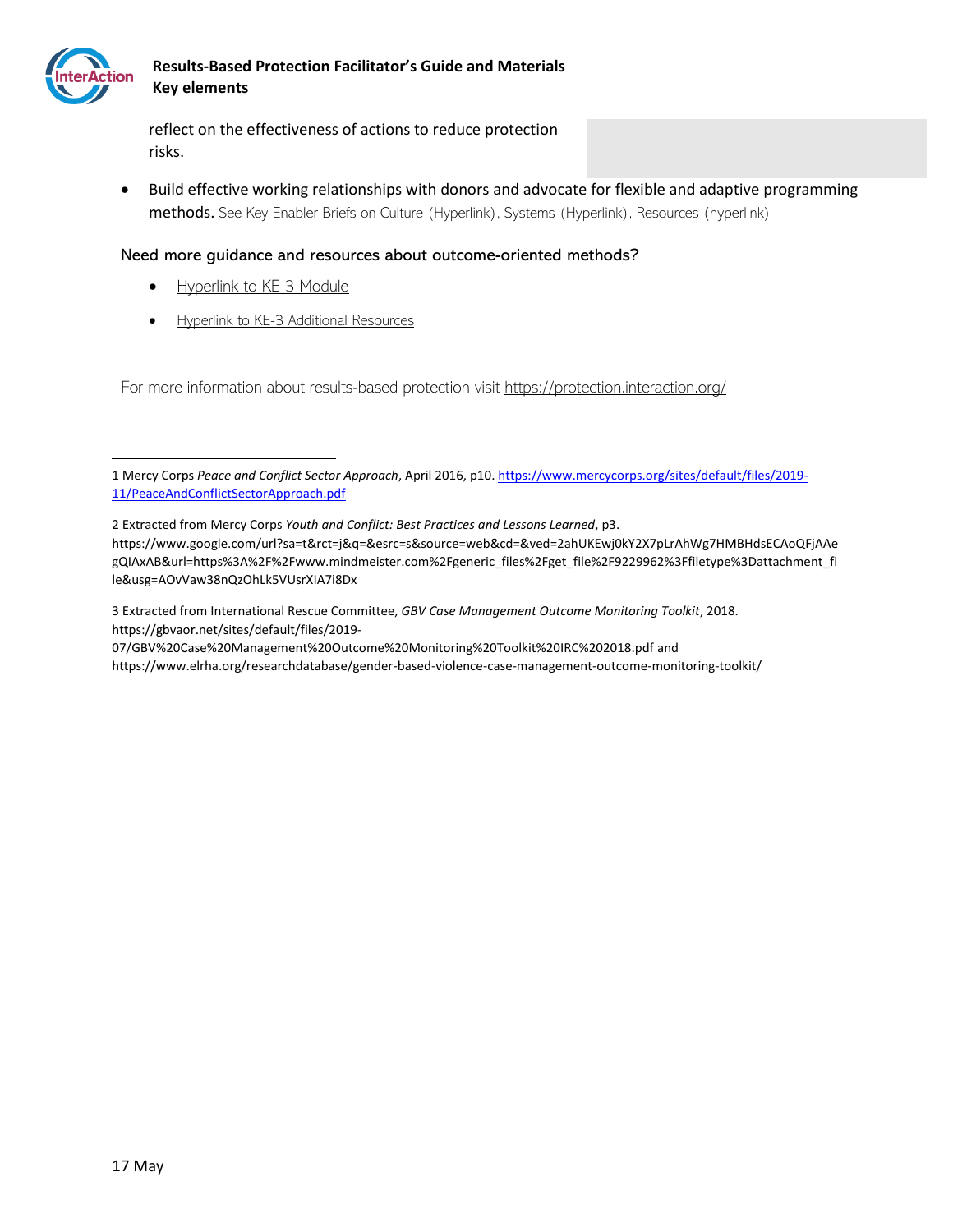reflect on the effectiveness of actions to reduce protection risks.

- Build effective working relationships with donors and advocate for flexible and adaptive programming methods. See Key Enabler Briefs on Culture (Hyperlink), Systems (Hyperlink), Resources (hyperlink)

Need more guidance and resources about outcome-oriented methods?

- Hyperlink to KE 3 Module
- Hyperlink to KE-3 Additional Resources

For more information about results-based protection visit https://protection.interaction.org/

---

1 Mercy Corps *Peace and Conflict Sector Approach*, April 2016, p10. https://www.mercycorps.org/sites/default/files/2019-11/PeaceAndConflictSectorApproach.pdf

2 Extracted from Mercy Corps *Youth and Conflict: Best Practices and Lessons Learned*, p3. https://www.google.com/url?sa=t&rct=j&q=&esrc=s&source=web&cd=&ved=2ahUKEwj0kY2X7pLrAhWg7HMBHdsECAoQFjAAegQIAxAB&url=https%3A%2F%2Fwww.mindmeister.com%2Fgeneric_files%2Fget_file%2F9229962%3Ffiletype%3Dattachment_file&usg=AOvVaw38nQzOhLk5VUsrXIA7i8Dx

3 Extracted from International Rescue Committee, *GBV Case Management Outcome Monitoring Toolkit*, 2018. https://gbvaor.net/sites/default/files/2019-07/GBV%20Case%20Management%20Outcome%20Monitoring%20Toolkit%20IRC%202018.pdf and https://www.elrha.org/researchdatabase/gender-based-violence-case-management-outcome-monitoring-toolkit/